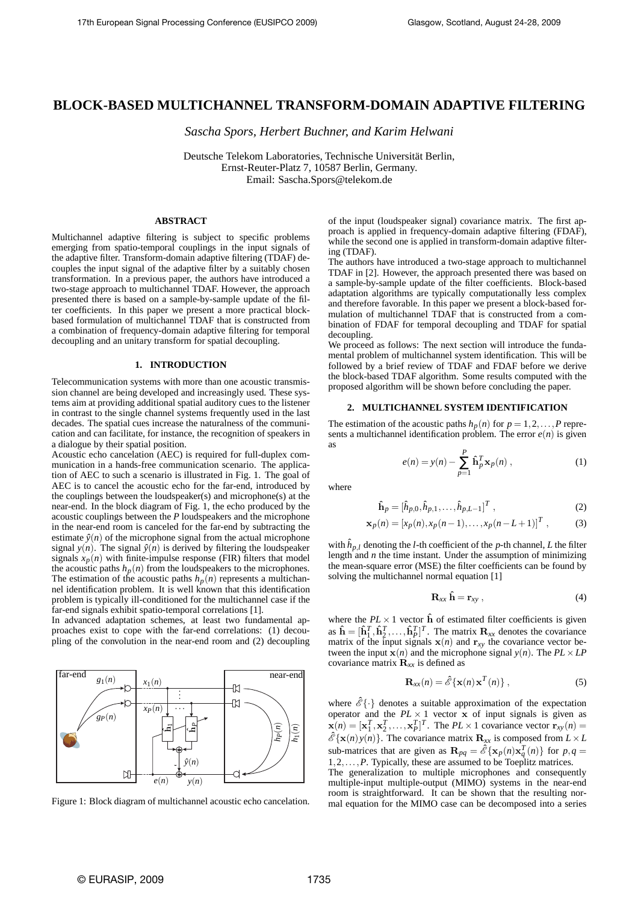# BLOCK-BASED MULTICHANNEL TRANSFORM-DOMAIN ADAPTIVE FILTERING

*Sascha Spors, Herbert Buchner, and Karim Helwani*

Deutsche Telekom Laboratories, Technische Universität Berlin,
Ernst-Reuter-Platz 7, 10587 Berlin, Germany.
Email: Sascha.Spors@telekom.de

## ABSTRACT

Multichannel adaptive filtering is subject to specific problems emerging from spatio-temporal couplings in the input signals of the adaptive filter. Transform-domain adaptive filtering (TDAF) decouples the input signal of the adaptive filter by a suitably chosen transformation. In a previous paper, the authors have introduced a two-stage approach to multichannel TDAF. However, the approach presented there is based on a sample-by-sample update of the filter coefficients. In this paper we present a more practical block-based formulation of multichannel TDAF that is constructed from a combination of frequency-domain adaptive filtering for temporal decoupling and an unitary transform for spatial decoupling.

## 1. INTRODUCTION

Telecommunication systems with more than one acoustic transmission channel are being developed and increasingly used. These systems aim at providing additional spatial auditory cues to the listener in contrast to the single channel systems frequently used in the last decades. The spatial cues increase the naturalness of the communication and can facilitate, for instance, the recognition of speakers in a dialogue by their spatial position.

Acoustic echo cancelation (AEC) is required for full-duplex communication in a hands-free communication scenario. The application of AEC to such a scenario is illustrated in Fig. 1. The goal of AEC is to cancel the acoustic echo for the far-end, introduced by the couplings between the loudspeaker(s) and microphone(s) at the near-end. In the block diagram of Fig. 1, the echo produced by the acoustic couplings between the $P$ loudspeakers and the microphone in the near-end room is canceled for the far-end by subtracting the estimate $\hat{y}(n)$ of the microphone signal from the actual microphone signal $y(n)$. The signal $\hat{y}(n)$ is derived by filtering the loudspeaker signals $x_p(n)$ with finite-impulse response (FIR) filters that model the acoustic paths $h_p(n)$ from the loudspeakers to the microphones. The estimation of the acoustic paths $h_p(n)$ represents a multichannel identification problem. It is well known that this identification problem is typically ill-conditioned for the multichannel case if the far-end signals exhibit spatio-temporal correlations [1].

In advanced adaptation schemes, at least two fundamental approaches exist to cope with the far-end correlations: (1) decoupling of the convolution in the near-end room and (2) decoupling of the input (loudspeaker signal) covariance matrix. The first approach is applied in frequency-domain adaptive filtering (FDAF), while the second one is applied in transform-domain adaptive filtering (TDAF).

Figure 1: Block diagram of multichannel acoustic echo cancelation.

The authors have introduced a two-stage approach to multichannel TDAF in [2]. However, the approach presented there was based on a sample-by-sample update of the filter coefficients. Block-based adaptation algorithms are typically computationally less complex and therefore favorable. In this paper we present a block-based formulation of multichannel TDAF that is constructed from a combination of FDAF for temporal decoupling and TDAF for spatial decoupling.

We proceed as follows: The next section will introduce the fundamental problem of multichannel system identification. This will be followed by a brief review of TDAF and FDAF before we derive the block-based TDAF algorithm. Some results computed with the proposed algorithm will be shown before concluding the paper.

## 2. MULTICHANNEL SYSTEM IDENTIFICATION

The estimation of the acoustic paths $h_p(n)$ for $p = 1,2,\ldots,P$ represents a multichannel identification problem. The error $e(n)$ is given as

$$e(n) = y(n) - \sum_{p=1}^{P} \hat{\mathbf{h}}_p^T \mathbf{x}_p(n) \,, \tag{1}$$

where

$$\hat{\mathbf{h}}_p = [\hat{h}_{p,0}, \hat{h}_{p,1}, \ldots, \hat{h}_{p,L-1}]^T \,, \tag{2}$$

$$\mathbf{x}_p(n) = [x_p(n), x_p(n-1), \ldots, x_p(n-L+1)]^T \,, \tag{3}$$

with $\hat{h}_{p,l}$ denoting the $l$-th coefficient of the $p$-th channel, $L$ the filter length and $n$ the time instant. Under the assumption of minimizing the mean-square error (MSE) the filter coefficients can be found by solving the multichannel normal equation [1]

$$\mathbf{R}_{xx}\, \hat{\mathbf{h}} = \mathbf{r}_{xy} \,, \tag{4}$$

where the $PL \times 1$ vector $\hat{\mathbf{h}}$ of estimated filter coefficients is given as $\hat{\mathbf{h}} = [\hat{\mathbf{h}}_1^T, \hat{\mathbf{h}}_2^T, \ldots, \hat{\mathbf{h}}_P^T]^T$. The matrix $\mathbf{R}_{xx}$ denotes the covariance matrix of the input signals $\mathbf{x}(n)$ and $\mathbf{r}_{xy}$ the covariance vector between the input $\mathbf{x}(n)$ and the microphone signal $y(n)$. The $PL \times LP$ covariance matrix $\mathbf{R}_{xx}$ is defined as

$$\mathbf{R}_{xx}(n) = \hat{\mathscr{E}}\{\mathbf{x}(n)\,\mathbf{x}^T(n)\} \,, \tag{5}$$

where $\hat{\mathscr{E}}\{\cdot\}$ denotes a suitable approximation of the expectation operator and the $PL \times 1$ vector $\mathbf{x}$ of input signals is given as $\mathbf{x}(n) = [\mathbf{x}_1^T, \mathbf{x}_2^T, \ldots, \mathbf{x}_P^T]^T$. The $PL \times 1$ covariance vector $\mathbf{r}_{xy}(n) = \hat{\mathscr{E}}\{\mathbf{x}(n)y(n)\}$. The covariance matrix $\mathbf{R}_{xx}$ is composed from $L \times L$ sub-matrices that are given as $\mathbf{R}_{pq} = \hat{\mathscr{E}}\{\mathbf{x}_p(n)\mathbf{x}_q^T(n)\}$ for $p,q = 1,2,\ldots,P$. Typically, these are assumed to be Toeplitz matrices.

The generalization to multiple microphones and consequently multiple-input multiple-output (MIMO) systems in the near-end room is straightforward. It can be shown that the resulting normal equation for the MIMO case can be decomposed into a series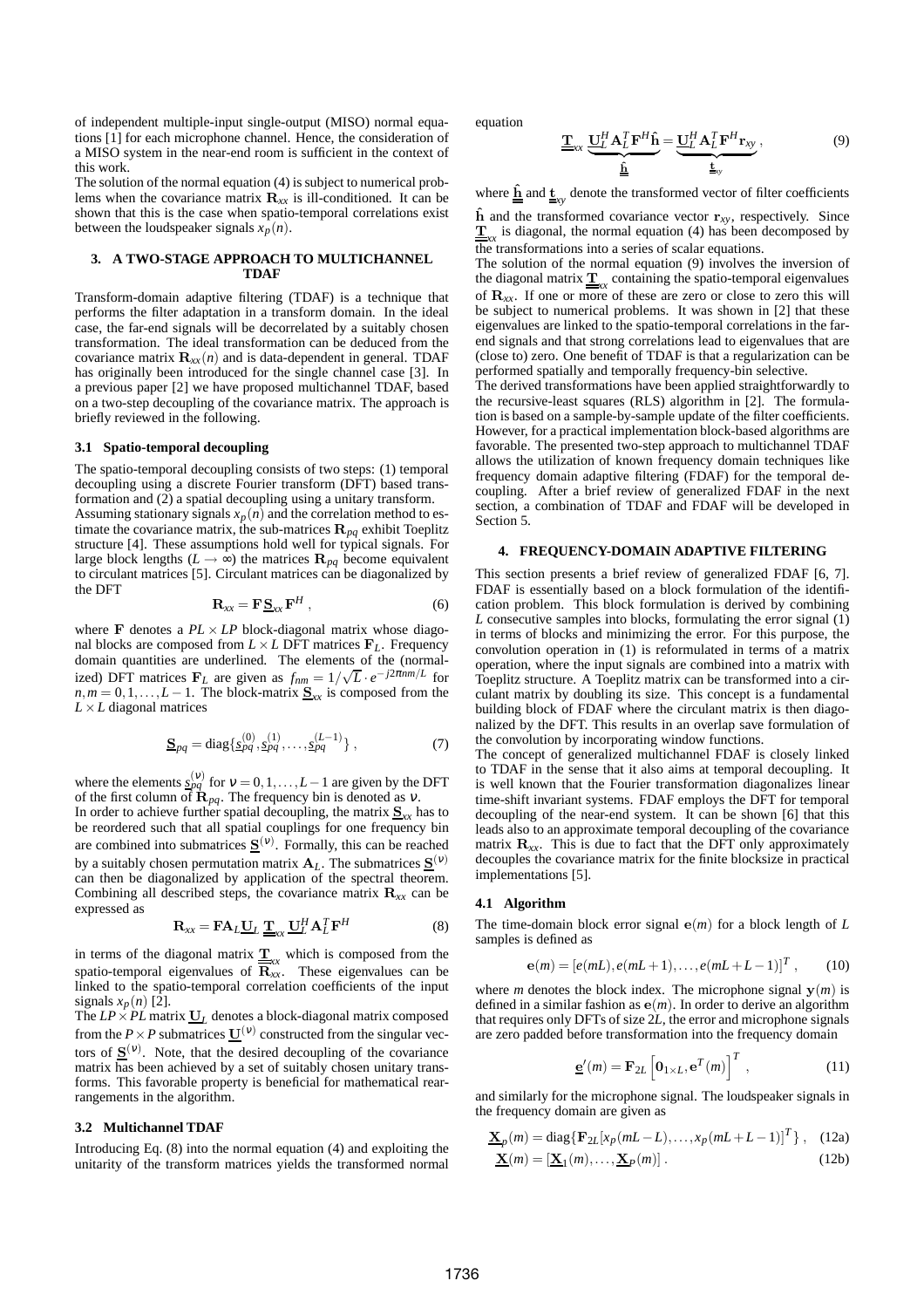of independent multiple-input single-output (MISO) normal equations [1] for each microphone channel. Hence, the consideration of a MISO system in the near-end room is sufficient in the context of this work.

The solution of the normal equation (4) is subject to numerical problems when the covariance matrix $\mathbf{R}_{xx}$ is ill-conditioned. It can be shown that this is the case when spatio-temporal correlations exist between the loudspeaker signals $x_p(n)$.

## 3. A TWO-STAGE APPROACH TO MULTICHANNEL TDAF

Transform-domain adaptive filtering (TDAF) is a technique that performs the filter adaptation in a transform domain. In the ideal case, the far-end signals will be decorrelated by a suitably chosen transformation. The ideal transformation can be deduced from the covariance matrix $\mathbf{R}_{xx}(n)$ and is data-dependent in general. TDAF has originally been introduced for the single channel case [3]. In a previous paper [2] we have proposed multichannel TDAF, based on a two-step decoupling of the covariance matrix. The approach is briefly reviewed in the following.

### 3.1 Spatio-temporal decoupling

The spatio-temporal decoupling consists of two steps: (1) temporal decoupling using a discrete Fourier transform (DFT) based transformation and (2) a spatial decoupling using a unitary transform.

Assuming stationary signals $x_p(n)$ and the correlation method to estimate the covariance matrix, the sub-matrices $\mathbf{R}_{pq}$ exhibit Toeplitz structure [4]. These assumptions hold well for typical signals. For large block lengths ($L \rightarrow \infty$) the matrices $\mathbf{R}_{pq}$ become equivalent to circulant matrices [5]. Circulant matrices can be diagonalized by the DFT

$$\mathbf{R}_{xx} = \mathbf{F}\,\underline{\mathbf{S}}_{xx}\,\mathbf{F}^H\,, \tag{6}$$

where $\mathbf{F}$ denotes a $PL \times LP$ block-diagonal matrix whose diagonal blocks are composed from $L \times L$ DFT matrices $\mathbf{F}_L$. Frequency domain quantities are underlined. The elements of the (normalized) DFT matrices $\mathbf{F}_L$ are given as $f_{nm} = 1/\sqrt{L} \cdot e^{-j2\pi nm/L}$ for $n, m = 0, 1, \ldots, L-1$. The block-matrix $\underline{\mathbf{S}}_{xx}$ is composed from the $L \times L$ diagonal matrices

$$\underline{\mathbf{S}}_{pq} = \operatorname{diag}\{\underline{s}_{pq}^{(0)}, \underline{s}_{pq}^{(1)}, \ldots, \underline{s}_{pq}^{(L-1)}\}\,, \tag{7}$$

where the elements $\underline{s}_{pq}^{(\nu)}$ for $\nu = 0, 1, \ldots, L-1$ are given by the DFT of the first column of $\mathbf{R}_{pq}$. The frequency bin is denoted as $\nu$.

In order to achieve further spatial decoupling, the matrix $\underline{\mathbf{S}}_{xx}$ has to be reordered such that all spatial couplings for one frequency bin are combined into submatrices $\underline{\mathbf{S}}^{(\nu)}$. Formally, this can be reached by a suitably chosen permutation matrix $\mathbf{A}_L$. The submatrices $\underline{\mathbf{S}}^{(\nu)}$ can then be diagonalized by application of the spectral theorem. Combining all described steps, the covariance matrix $\mathbf{R}_{xx}$ can be expressed as

$$\mathbf{R}_{xx} = \mathbf{F}\mathbf{A}_L\underline{\mathbf{U}}_L\,\underline{\underline{\mathbf{T}}}_{xx}\,\underline{\mathbf{U}}_L^H\mathbf{A}_L^T\mathbf{F}^H \tag{8}$$

in terms of the diagonal matrix $\underline{\underline{\mathbf{T}}}_{xx}$ which is composed from the spatio-temporal eigenvalues of $\mathbf{R}_{xx}$. These eigenvalues can be linked to the spatio-temporal correlation coefficients of the input signals $x_p(n)$ [2].

The $LP \times PL$ matrix $\underline{\mathbf{U}}_L$ denotes a block-diagonal matrix composed from the $P \times P$ submatrices $\underline{\mathbf{U}}^{(\nu)}$ constructed from the singular vectors of $\underline{\mathbf{S}}^{(\nu)}$. Note, that the desired decoupling of the covariance matrix has been achieved by a set of suitably chosen unitary transforms. This favorable property is beneficial for mathematical rearrangements in the algorithm.

### 3.2 Multichannel TDAF

Introducing Eq. (8) into the normal equation (4) and exploiting the unitarity of the transform matrices yields the transformed normal equation

$$\underline{\underline{\mathbf{T}}}_{xx}\,\underbrace{\underline{\mathbf{U}}_L^H\mathbf{A}_L^T\mathbf{F}^H\hat{\mathbf{h}}}_{\underline{\underline{\hat{\mathbf{h}}}}} = \underbrace{\underline{\mathbf{U}}_L^H\mathbf{A}_L^T\mathbf{F}^H\mathbf{r}_{xy}}_{\underline{\underline{\mathbf{t}}}_{xy}}\,, \tag{9}$$

where $\underline{\underline{\hat{\mathbf{h}}}}$ and $\underline{\underline{\mathbf{t}}}_{xy}$ denote the transformed vector of filter coefficients $\hat{\mathbf{h}}$ and the transformed covariance vector $\mathbf{r}_{xy}$, respectively. Since $\underline{\underline{\mathbf{T}}}_{xx}$ is diagonal, the normal equation (4) has been decomposed by the transformations into a series of scalar equations.

The solution of the normal equation (9) involves the inversion of the diagonal matrix $\underline{\underline{\mathbf{T}}}_{xx}$ containing the spatio-temporal eigenvalues of $\mathbf{R}_{xx}$. If one or more of these are zero or close to zero this will be subject to numerical problems. It was shown in [2] that these eigenvalues are linked to the spatio-temporal correlations in the far-end signals and that strong correlations lead to eigenvalues that are (close to) zero. One benefit of TDAF is that a regularization can be performed spatially and temporally frequency-bin selective.

The derived transformations have been applied straightforwardly to the recursive-least squares (RLS) algorithm in [2]. The formulation is based on a sample-by-sample update of the filter coefficients. However, for a practical implementation block-based algorithms are favorable. The presented two-step approach to multichannel TDAF allows the utilization of known frequency domain techniques like frequency domain adaptive filtering (FDAF) for the temporal decoupling. After a brief review of generalized FDAF in the next section, a combination of TDAF and FDAF will be developed in Section 5.

## 4. FREQUENCY-DOMAIN ADAPTIVE FILTERING

This section presents a brief review of generalized FDAF [6, 7]. FDAF is essentially based on a block formulation of the identification problem. This block formulation is derived by combining $L$ consecutive samples into blocks, formulating the error signal (1) in terms of blocks and minimizing the error. For this purpose, the convolution operation in (1) is reformulated in terms of a matrix operation, where the input signals are combined into a matrix with Toeplitz structure. A Toeplitz matrix can be transformed into a circulant matrix by doubling its size. This concept is a fundamental building block of FDAF where the circulant matrix is then diagonalized by the DFT. This results in an overlap save formulation of the convolution by incorporating window functions.

The concept of generalized multichannel FDAF is closely linked to TDAF in the sense that it also aims at temporal decoupling. It is well known that the Fourier transformation diagonalizes linear time-shift invariant systems. FDAF employs the DFT for temporal decoupling of the near-end system. It can be shown [6] that this leads also to an approximate temporal decoupling of the covariance matrix $\mathbf{R}_{xx}$. This is due to fact that the DFT only approximately decouples the covariance matrix for the finite blocksize in practical implementations [5].

### 4.1 Algorithm

The time-domain block error signal $\mathbf{e}(m)$ for a block length of $L$ samples is defined as

$$\mathbf{e}(m) = [e(mL), e(mL+1), \ldots, e(mL+L-1)]^T\,, \tag{10}$$

where $m$ denotes the block index. The microphone signal $\mathbf{y}(m)$ is defined in a similar fashion as $\mathbf{e}(m)$. In order to derive an algorithm that requires only DFTs of size $2L$, the error and microphone signals are zero padded before transformation into the frequency domain

$$\underline{\mathbf{e}}'(m) = \mathbf{F}_{2L}\left[\mathbf{0}_{1\times L}, \mathbf{e}^T(m)\right]^T\,, \tag{11}$$

and similarly for the microphone signal. The loudspeaker signals in the frequency domain are given as

$$\underline{\mathbf{X}}_p(m) = \operatorname{diag}\{\mathbf{F}_{2L}[x_p(mL-L), \ldots, x_p(mL+L-1)]^T\}\,, \tag{12a}$$

$$\underline{\mathbf{X}}(m) = [\underline{\mathbf{X}}_1(m), \ldots, \underline{\mathbf{X}}_P(m)]\,. \tag{12b}$$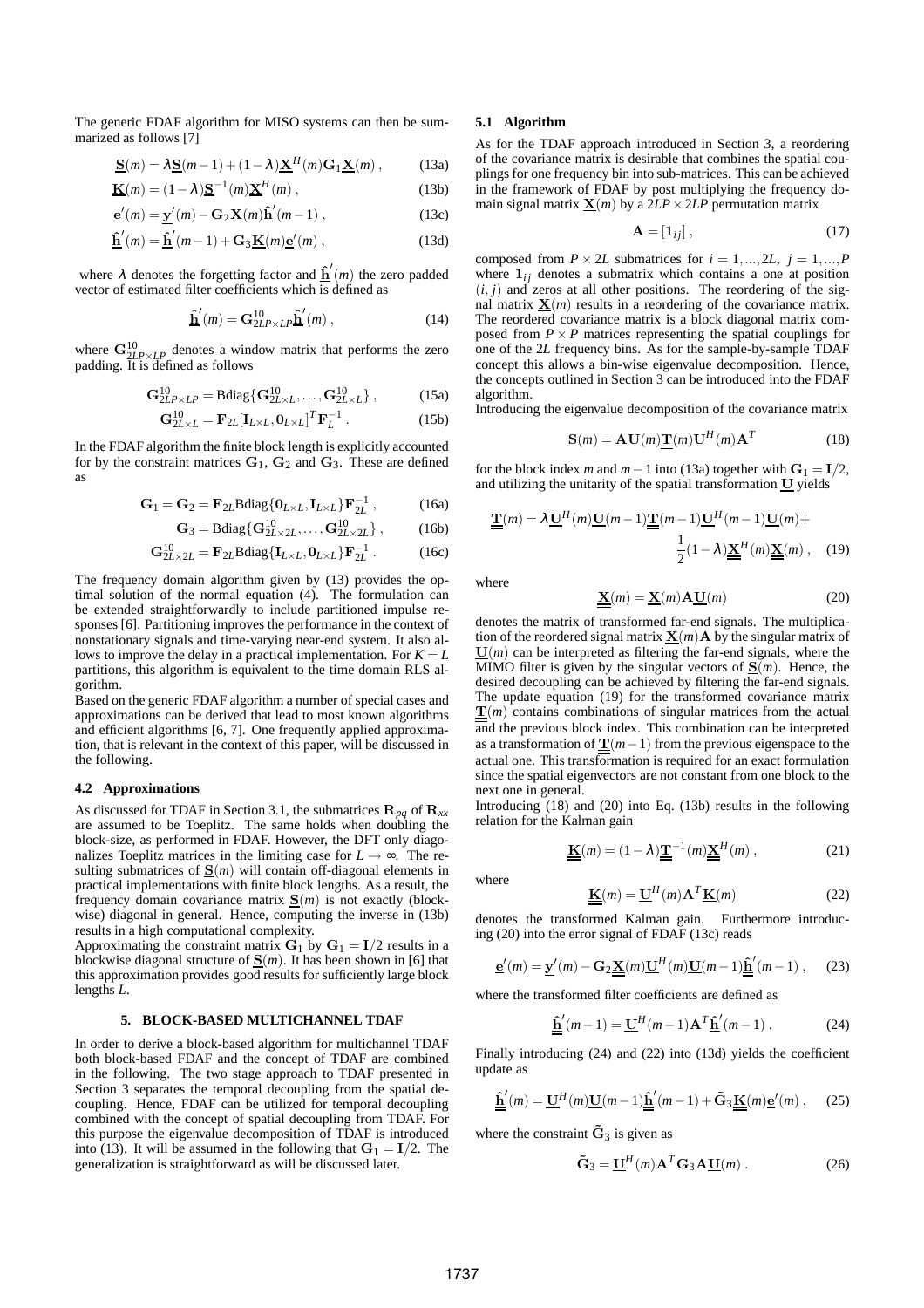The generic FDAF algorithm for MISO systems can then be summarized as follows [7]

$$\underline{\mathbf{S}}(m) = \lambda \underline{\mathbf{S}}(m-1) + (1-\lambda)\underline{\mathbf{X}}^H(m)\mathbf{G}_1\underline{\mathbf{X}}(m)\,, \tag{13a}$$

$$\underline{\mathbf{K}}(m) = (1-\lambda)\underline{\mathbf{S}}^{-1}(m)\underline{\mathbf{X}}^H(m)\,, \tag{13b}$$

$$\underline{\mathbf{e}}'(m) = \underline{\mathbf{y}}'(m) - \mathbf{G}_2\underline{\mathbf{X}}(m)\hat{\underline{\mathbf{h}}}'(m-1)\,, \tag{13c}$$

$$\hat{\underline{\mathbf{h}}}'(m) = \hat{\underline{\mathbf{h}}}'(m-1) + \mathbf{G}_3\underline{\mathbf{K}}(m)\underline{\mathbf{e}}'(m)\,, \tag{13d}$$

where $\lambda$ denotes the forgetting factor and $\hat{\underline{\mathbf{h}}}'(m)$ the zero padded vector of estimated filter coefficients which is defined as

$$\hat{\underline{\mathbf{h}}}'(m) = \mathbf{G}^{10}_{2LP\times LP}\hat{\underline{\mathbf{h}}}'(m)\,, \tag{14}$$

where $\mathbf{G}^{10}_{2LP\times LP}$ denotes a window matrix that performs the zero padding. It is defined as follows

$$\mathbf{G}^{10}_{2LP\times LP} = \mathrm{Bdiag}\{\mathbf{G}^{10}_{2L\times L},\ldots,\mathbf{G}^{10}_{2L\times L}\}\,, \tag{15a}$$

$$\mathbf{G}^{10}_{2L\times L} = \mathbf{F}_{2L}[\mathbf{I}_{L\times L},\mathbf{0}_{L\times L}]^T\mathbf{F}_L^{-1}\,. \tag{15b}$$

In the FDAF algorithm the finite block length is explicitly accounted for by the constraint matrices $\mathbf{G}_1$, $\mathbf{G}_2$ and $\mathbf{G}_3$. These are defined as

$$\mathbf{G}_1 = \mathbf{G}_2 = \mathbf{F}_{2L}\mathrm{Bdiag}\{\mathbf{0}_{L\times L},\mathbf{I}_{L\times L}\}\mathbf{F}_{2L}^{-1}\,, \tag{16a}$$

$$\mathbf{G}_3 = \mathrm{Bdiag}\{\mathbf{G}^{10}_{2L\times 2L},\ldots,\mathbf{G}^{10}_{2L\times 2L}\}\,, \tag{16b}$$

$$\mathbf{G}^{10}_{2L\times 2L} = \mathbf{F}_{2L}\mathrm{Bdiag}\{\mathbf{I}_{L\times L},\mathbf{0}_{L\times L}\}\mathbf{F}_{2L}^{-1}\,. \tag{16c}$$

The frequency domain algorithm given by (13) provides the optimal solution of the normal equation (4). The formulation can be extended straightforwardly to include partitioned impulse responses [6]. Partitioning improves the performance in the context of nonstationary signals and time-varying near-end system. It also allows to improve the delay in a practical implementation. For $K = L$ partitions, this algorithm is equivalent to the time domain RLS algorithm.

Based on the generic FDAF algorithm a number of special cases and approximations can be derived that lead to most known algorithms and efficient algorithms [6, 7]. One frequently applied approximation, that is relevant in the context of this paper, will be discussed in the following.

### 4.2 Approximations

As discussed for TDAF in Section 3.1, the submatrices $\mathbf{R}_{pq}$ of $\mathbf{R}_{xx}$ are assumed to be Toeplitz. The same holds when doubling the block-size, as performed in FDAF. However, the DFT only diagonalizes Toeplitz matrices in the limiting case for $L\to\infty$. The resulting submatrices of $\underline{\mathbf{S}}(m)$ will contain off-diagonal elements in practical implementations with finite block lengths. As a result, the frequency domain covariance matrix $\underline{\mathbf{S}}(m)$ is not exactly (blockwise) diagonal in general. Hence, computing the inverse in (13b) results in a high computational complexity.

Approximating the constraint matrix $\mathbf{G}_1$ by $\mathbf{G}_1 = \mathbf{I}/2$ results in a blockwise diagonal structure of $\underline{\mathbf{S}}(m)$. It has been shown in [6] that this approximation provides good results for sufficiently large block lengths $L$.

## 5. BLOCK-BASED MULTICHANNEL TDAF

In order to derive a block-based algorithm for multichannel TDAF both block-based FDAF and the concept of TDAF are combined in the following. The two stage approach to TDAF presented in Section 3 separates the temporal decoupling from the spatial decoupling. Hence, FDAF can be utilized for temporal decoupling combined with the concept of spatial decoupling from TDAF. For this purpose the eigenvalue decomposition of TDAF is introduced into (13). It will be assumed in the following that $\mathbf{G}_1 = \mathbf{I}/2$. The generalization is straightforward as will be discussed later.

### 5.1 Algorithm

As for the TDAF approach introduced in Section 3, a reordering of the covariance matrix is desirable that combines the spatial couplings for one frequency bin into sub-matrices. This can be achieved in the framework of FDAF by post multiplying the frequency domain signal matrix $\underline{\mathbf{X}}(m)$ by a $2LP\times 2LP$ permutation matrix

$$\mathbf{A} = [\mathbf{1}_{ij}]\,, \tag{17}$$

composed from $P\times 2L$ submatrices for $i = 1,\ldots,2L,\ j = 1,\ldots,P$ where $\mathbf{1}_{ij}$ denotes a submatrix which contains a one at position $(i,j)$ and zeros at all other positions. The reordering of the signal matrix $\underline{\mathbf{X}}(m)$ results in a reordering of the covariance matrix. The reordered covariance matrix is a block diagonal matrix composed from $P\times P$ matrices representing the spatial couplings for one of the $2L$ frequency bins. As for the sample-by-sample TDAF concept this allows a bin-wise eigenvalue decomposition. Hence, the concepts outlined in Section 3 can be introduced into the FDAF algorithm.

Introducing the eigenvalue decomposition of the covariance matrix

$$\underline{\mathbf{S}}(m) = \mathbf{A}\underline{\mathbf{U}}(m)\underline{\underline{\mathbf{T}}}(m)\underline{\mathbf{U}}^H(m)\mathbf{A}^T \tag{18}$$

for the block index $m$ and $m-1$ into (13a) together with $\mathbf{G}_1 = \mathbf{I}/2$, and utilizing the unitarity of the spatial transformation $\underline{\mathbf{U}}$ yields

$$\underline{\underline{\mathbf{T}}}(m) = \lambda\underline{\mathbf{U}}^H(m)\underline{\mathbf{U}}(m-1)\underline{\underline{\mathbf{T}}}(m-1)\underline{\mathbf{U}}^H(m-1)\underline{\mathbf{U}}(m) + \frac{1}{2}(1-\lambda)\underline{\underline{\mathbf{X}}}^H(m)\underline{\underline{\mathbf{X}}}(m)\,, \tag{19}$$

where

$$\underline{\underline{\mathbf{X}}}(m) = \underline{\mathbf{X}}(m)\mathbf{A}\underline{\mathbf{U}}(m) \tag{20}$$

denotes the matrix of transformed far-end signals. The multiplication of the reordered signal matrix $\underline{\mathbf{X}}(m)\mathbf{A}$ by the singular matrix of $\underline{\mathbf{U}}(m)$ can be interpreted as filtering the far-end signals, where the MIMO filter is given by the singular vectors of $\underline{\mathbf{S}}(m)$. Hence, the desired decoupling can be achieved by filtering the far-end signals. The update equation (19) for the transformed covariance matrix $\underline{\underline{\mathbf{T}}}(m)$ contains combinations of singular matrices from the actual and the previous block index. This combination can be interpreted as a transformation of $\underline{\underline{\mathbf{T}}}(m-1)$ from the previous eigenspace to the actual one. This transformation is required for an exact formulation since the spatial eigenvectors are not constant from one block to the next one in general.

Introducing (18) and (20) into Eq. (13b) results in the following relation for the Kalman gain

$$\underline{\underline{\mathbf{K}}}(m) = (1-\lambda)\underline{\underline{\mathbf{T}}}^{-1}(m)\underline{\underline{\mathbf{X}}}^H(m)\,, \tag{21}$$

where

$$\underline{\underline{\mathbf{K}}}(m) = \underline{\mathbf{U}}^H(m)\mathbf{A}^T\underline{\mathbf{K}}(m) \tag{22}$$

denotes the transformed Kalman gain. Furthermore introducing (20) into the error signal of FDAF (13c) reads

$$\underline{\mathbf{e}}'(m) = \underline{\mathbf{y}}'(m) - \mathbf{G}_2\underline{\underline{\mathbf{X}}}(m)\underline{\mathbf{U}}^H(m)\underline{\mathbf{U}}(m-1)\hat{\underline{\underline{\mathbf{h}}}}'(m-1)\,, \tag{23}$$

where the transformed filter coefficients are defined as

$$\hat{\underline{\underline{\mathbf{h}}}}'(m-1) = \underline{\mathbf{U}}^H(m-1)\mathbf{A}^T\hat{\underline{\mathbf{h}}}'(m-1)\,. \tag{24}$$

Finally introducing (24) and (22) into (13d) yields the coefficient update as

$$\hat{\underline{\underline{\mathbf{h}}}}'(m) = \underline{\mathbf{U}}^H(m)\underline{\mathbf{U}}(m-1)\hat{\underline{\underline{\mathbf{h}}}}'(m-1) + \tilde{\mathbf{G}}_3\underline{\underline{\mathbf{K}}}(m)\underline{\mathbf{e}}'(m)\,, \tag{25}$$

where the constraint $\tilde{\mathbf{G}}_3$ is given as

$$\tilde{\mathbf{G}}_3 = \underline{\mathbf{U}}^H(m)\mathbf{A}^T\mathbf{G}_3\mathbf{A}\underline{\mathbf{U}}(m)\,. \tag{26}$$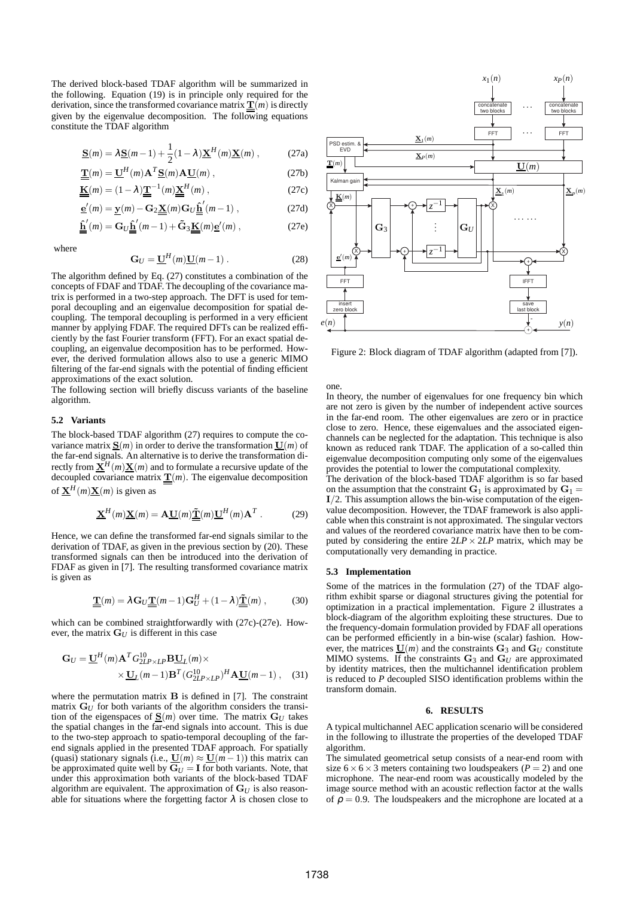The derived block-based TDAF algorithm will be summarized in the following. Equation (19) is in principle only required for the derivation, since the transformed covariance matrix $\underline{\underline{\mathbf{T}}}(m)$ is directly given by the eigenvalue decomposition. The following equations constitute the TDAF algorithm

$$\underline{\mathbf{S}}(m) = \lambda \underline{\mathbf{S}}(m-1) + \frac{1}{2}(1-\lambda)\underline{\mathbf{X}}^H(m)\underline{\mathbf{X}}(m)\,, \tag{27a}$$

$$\underline{\underline{\mathbf{T}}}(m) = \underline{\mathbf{U}}^H(m)\mathbf{A}^T\underline{\mathbf{S}}(m)\mathbf{A}\underline{\mathbf{U}}(m)\,, \tag{27b}$$

$$\underline{\underline{\mathbf{K}}}(m) = (1-\lambda)\underline{\underline{\mathbf{T}}}^{-1}(m)\underline{\underline{\mathbf{X}}}^H(m)\,, \tag{27c}$$

$$\underline{\mathbf{e}}'(m) = \underline{\mathbf{y}}(m) - \mathbf{G}_2\underline{\underline{\mathbf{X}}}(m)\mathbf{G}_U\underline{\hat{\mathbf{h}}}'(m-1)\,, \tag{27d}$$

$$\underline{\hat{\mathbf{h}}}'(m) = \mathbf{G}_U\underline{\hat{\mathbf{h}}}'(m-1) + \tilde{\mathbf{G}}_3\underline{\underline{\mathbf{K}}}(m)\underline{\mathbf{e}}'(m)\,, \tag{27e}$$

where

$$\mathbf{G}_U = \underline{\mathbf{U}}^H(m)\underline{\mathbf{U}}(m-1)\,. \tag{28}$$

The algorithm defined by Eq. (27) constitutes a combination of the concepts of FDAF and TDAF. The decoupling of the covariance matrix is performed in a two-step approach. The DFT is used for temporal decoupling and an eigenvalue decomposition for spatial decoupling. The temporal decoupling is performed in a very efficient manner by applying FDAF. The required DFTs can be realized efficiently by the fast Fourier transform (FFT). For an exact spatial decoupling, an eigenvalue decomposition has to be performed. However, the derived formulation allows also to use a generic MIMO filtering of the far-end signals with the potential of finding efficient approximations of the exact solution.

The following section will briefly discuss variants of the baseline algorithm.

### 5.2 Variants

The block-based TDAF algorithm (27) requires to compute the covariance matrix $\underline{\mathbf{S}}(m)$ in order to derive the transformation $\underline{\mathbf{U}}(m)$ of the far-end signals. An alternative is to derive the transformation directly from $\underline{\mathbf{X}}^H(m)\underline{\mathbf{X}}(m)$ and to formulate a recursive update of the decoupled covariance matrix $\underline{\underline{\mathbf{T}}}(m)$. The eigenvalue decomposition of $\underline{\mathbf{X}}^H(m)\underline{\mathbf{X}}(m)$ is given as

$$\underline{\mathbf{X}}^H(m)\underline{\mathbf{X}}(m) = \mathbf{A}\underline{\mathbf{U}}(m)\underline{\underline{\tilde{\mathbf{T}}}}(m)\underline{\mathbf{U}}^H(m)\mathbf{A}^T\,. \tag{29}$$

Hence, we can define the transformed far-end signals similar to the derivation of TDAF, as given in the previous section by (20). These transformed signals can then be introduced into the derivation of FDAF as given in [7]. The resulting transformed covariance matrix is given as

$$\underline{\underline{\mathbf{T}}}(m) = \lambda\mathbf{G}_U\underline{\underline{\mathbf{T}}}(m-1)\mathbf{G}_U^H + (1-\lambda)\underline{\underline{\tilde{\mathbf{T}}}}(m)\,, \tag{30}$$

which can be combined straightforwardly with (27c)-(27e). However, the matrix $\mathbf{G}_U$ is different in this case

$$\mathbf{G}_U = \underline{\mathbf{U}}^H(m)\mathbf{A}^T G^{10}_{2LP\times LP}\mathbf{B}\underline{\mathbf{U}}_L(m)\times \times\underline{\mathbf{U}}_L(m-1)\mathbf{B}^T(G^{10}_{2LP\times LP})^H\mathbf{A}\underline{\mathbf{U}}(m-1)\,, \tag{31}$$

where the permutation matrix $\mathbf{B}$ is defined in [7]. The constraint matrix $\mathbf{G}_U$ for both variants of the algorithm considers the transition of the eigenspaces of $\underline{\mathbf{S}}(m)$ over time. The matrix $\mathbf{G}_U$ takes the spatial changes in the far-end signals into account. This is due to the two-step approach to spatio-temporal decoupling of the far-end signals applied in the presented TDAF approach. For spatially (quasi) stationary signals (i.e., $\underline{\mathbf{U}}(m) \approx \underline{\mathbf{U}}(m-1)$) this matrix can be approximated quite well by $\mathbf{G}_U = \mathbf{I}$ for both variants. Note, that under this approximation both variants of the block-based TDAF algorithm are equivalent. The approximation of $\mathbf{G}_U$ is also reasonable for situations where the forgetting factor $\lambda$ is chosen close to one.

In theory, the number of eigenvalues for one frequency bin which are not zero is given by the number of independent active sources in the far-end room. The other eigenvalues are zero or in practice close to zero. Hence, these eigenvalues and the associated eigenchannels can be neglected for the adaptation. This technique is also known as reduced rank TDAF. The application of a so-called thin eigenvalue decomposition computing only some of the eigenvalues provides the potential to lower the computational complexity.

The derivation of the block-based TDAF algorithm is so far based on the assumption that the constraint $\mathbf{G}_1$ is approximated by $\mathbf{G}_1 = \mathbf{I}/2$. This assumption allows the bin-wise computation of the eigenvalue decomposition. However, the TDAF framework is also applicable when this constraint is not approximated. The singular vectors and values of the reordered covariance matrix have then to be computed by considering the entire $2LP \times 2LP$ matrix, which may be computationally very demanding in practice.

Figure 2: Block diagram of TDAF algorithm (adapted from [7]).

### 5.3 Implementation

Some of the matrices in the formulation (27) of the TDAF algorithm exhibit sparse or diagonal structures giving the potential for optimization in a practical implementation. Figure 2 illustrates a block-diagram of the algorithm exploiting these structures. Due to the frequency-domain formulation provided by FDAF all operations can be performed efficiently in a bin-wise (scalar) fashion. However, the matrices $\underline{\mathbf{U}}(m)$ and the constraints $\mathbf{G}_3$ and $\mathbf{G}_U$ constitute MIMO systems. If the constraints $\mathbf{G}_3$ and $\mathbf{G}_U$ are approximated by identity matrices, then the multichannel identification problem is reduced to $P$ decoupled SISO identification problems within the transform domain.

## 6. RESULTS

A typical multichannel AEC application scenario will be considered in the following to illustrate the properties of the developed TDAF algorithm.

The simulated geometrical setup consists of a near-end room with size $6\times6\times3$ meters containing two loudspeakers ($P = 2$) and one microphone. The near-end room was acoustically modeled by the image source method with an acoustic reflection factor at the walls of $\rho = 0.9$. The loudspeakers and the microphone are located at a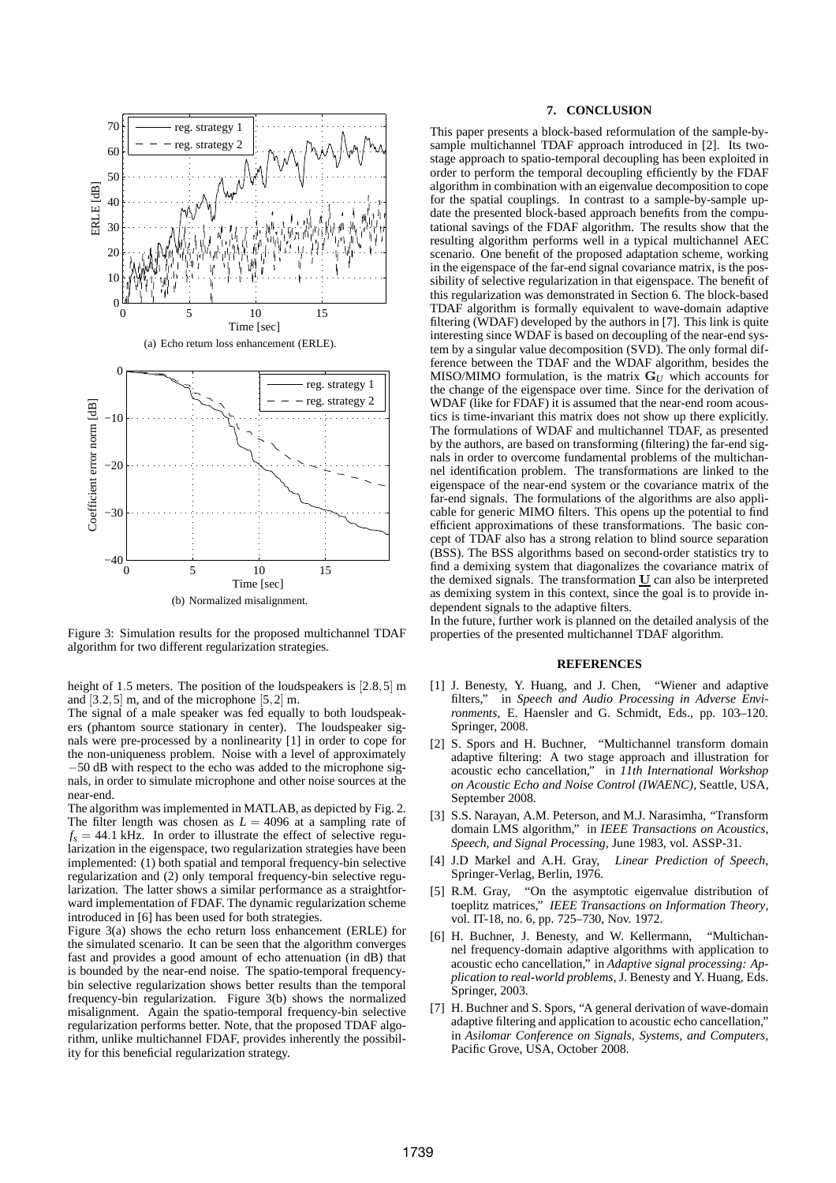ERLE [dB]

70
60
50
40
30
20
10
0

0 5 10 15

Time [sec]

reg. strategy 1
reg. strategy 2

(a) Echo return loss enhancement (ERLE).

Coefficient error norm [dB]

0
−10
−20
−30
−40

0 5 10 15

Time [sec]

reg. strategy 1
reg. strategy 2

(b) Normalized misalignment.

Figure 3: Simulation results for the proposed multichannel TDAF algorithm for two different regularization strategies.

height of 1.5 meters. The position of the loudspeakers is $[2.8,5]$ m and $[3.2,5]$ m, and of the microphone $[5,2]$ m.

The signal of a male speaker was fed equally to both loudspeakers (phantom source stationary in center). The loudspeaker signals were pre-processed by a nonlinearity [1] in order to cope for the non-uniqueness problem. Noise with a level of approximately $-50$ dB with respect to the echo was added to the microphone signals, in order to simulate microphone and other noise sources at the near-end.

The algorithm was implemented in MATLAB, as depicted by Fig. 2. The filter length was chosen as $L = 4096$ at a sampling rate of $f_s = 44.1$ kHz. In order to illustrate the effect of selective regularization in the eigenspace, two regularization strategies have been implemented: (1) both spatial and temporal frequency-bin selective regularization and (2) only temporal frequency-bin selective regularization. The latter shows a similar performance as a straightforward implementation of FDAF. The dynamic regularization scheme introduced in [6] has been used for both strategies.

Figure 3(a) shows the echo return loss enhancement (ERLE) for the simulated scenario. It can be seen that the algorithm converges fast and provides a good amount of echo attenuation (in dB) that is bounded by the near-end noise. The spatio-temporal frequency-bin selective regularization shows better results than the temporal frequency-bin regularization. Figure 3(b) shows the normalized misalignment. Again the spatio-temporal frequency-bin selective regularization performs better. Note, that the proposed TDAF algorithm, unlike multichannel FDAF, provides inherently the possibility for this beneficial regularization strategy.

## 7. CONCLUSION

This paper presents a block-based reformulation of the sample-by-sample multichannel TDAF approach introduced in [2]. Its two-stage approach to spatio-temporal decoupling has been exploited in order to perform the temporal decoupling efficiently by the FDAF algorithm in combination with an eigenvalue decomposition to cope for the spatial couplings. In contrast to a sample-by-sample update the presented block-based approach benefits from the computational savings of the FDAF algorithm. The results show that the resulting algorithm performs well in a typical multichannel AEC scenario. One benefit of the proposed adaptation scheme, working in the eigenspace of the far-end signal covariance matrix, is the possibility of selective regularization in that eigenspace. The benefit of this regularization was demonstrated in Section 6. The block-based TDAF algorithm is formally equivalent to wave-domain adaptive filtering (WDAF) developed by the authors in [7]. This link is quite interesting since WDAF is based on decoupling of the near-end system by a singular value decomposition (SVD). The only formal difference between the TDAF and the WDAF algorithm, besides the MISO/MIMO formulation, is the matrix $\mathbf{G}_U$ which accounts for the change of the eigenspace over time. Since for the derivation of WDAF (like for FDAF) it is assumed that the near-end room acoustics is time-invariant this matrix does not show up there explicitly. The formulations of WDAF and multichannel TDAF, as presented by the authors, are based on transforming (filtering) the far-end signals in order to overcome fundamental problems of the multichannel identification problem. The transformations are linked to the eigenspace of the near-end system or the covariance matrix of the far-end signals. The formulations of the algorithms are also applicable for generic MIMO filters. This opens up the potential to find efficient approximations of these transformations. The basic concept of TDAF also has a strong relation to blind source separation (BSS). The BSS algorithms based on second-order statistics try to find a demixing system that diagonalizes the covariance matrix of the demixed signals. The transformation $\underline{\mathbf{U}}$ can also be interpreted as demixing system in this context, since the goal is to provide independent signals to the adaptive filters.

In the future, further work is planned on the detailed analysis of the properties of the presented multichannel TDAF algorithm.

## REFERENCES

[1] J. Benesty, Y. Huang, and J. Chen, "Wiener and adaptive filters," in *Speech and Audio Processing in Adverse Environments*, E. Haensler and G. Schmidt, Eds., pp. 103–120. Springer, 2008.

[2] S. Spors and H. Buchner, "Multichannel transform domain adaptive filtering: A two stage approach and illustration for acoustic echo cancellation," in *11th International Workshop on Acoustic Echo and Noise Control (IWAENC)*, Seattle, USA, September 2008.

[3] S.S. Narayan, A.M. Peterson, and M.J. Narasimha, "Transform domain LMS algorithm," in *IEEE Transactions on Acoustics, Speech, and Signal Processing*, June 1983, vol. ASSP-31.

[4] J.D Markel and A.H. Gray, *Linear Prediction of Speech*, Springer-Verlag, Berlin, 1976.

[5] R.M. Gray, "On the asymptotic eigenvalue distribution of toeplitz matrices," *IEEE Transactions on Information Theory*, vol. IT-18, no. 6, pp. 725–730, Nov. 1972.

[6] H. Buchner, J. Benesty, and W. Kellermann, "Multichannel frequency-domain adaptive algorithms with application to acoustic echo cancellation," in *Adaptive signal processing: Application to real-world problems*, J. Benesty and Y. Huang, Eds. Springer, 2003.

[7] H. Buchner and S. Spors, "A general derivation of wave-domain adaptive filtering and application to acoustic echo cancellation," in *Asilomar Conference on Signals, Systems, and Computers*, Pacific Grove, USA, October 2008.